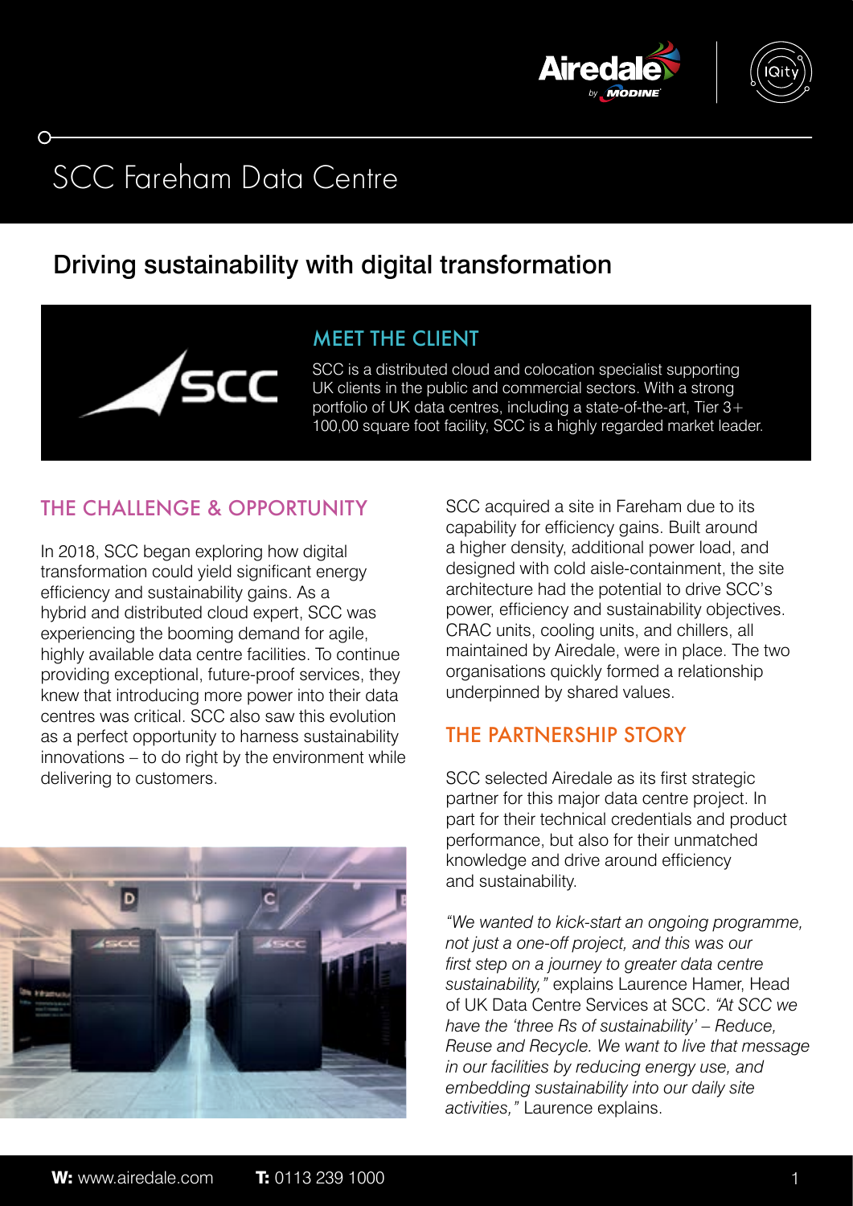# SCC Fareham Data Centre

## Driving sustainability with digital transformation

### MEET THE CLIENT

SCC is a distributed cloud and colocation specialist supporting UK clients in the public and commercial sectors. With a strong portfolio of UK data centres, including a state-of-the-art, Tier 3+ 100,00 square foot facility, SCC is a highly regarded market leader.

### THE CHALLENGE & OPPORTUNITY

In 2018, SCC began exploring how digital transformation could yield significant energy efficiency and sustainability gains. As a hybrid and distributed cloud expert, SCC was experiencing the booming demand for agile, highly available data centre facilities. To continue providing exceptional, future-proof services, they knew that introducing more power into their data centres was critical. SCC also saw this evolution as a perfect opportunity to harness sustainability innovations – to do right by the environment while delivering to customers.

SCC acquired a site in Fareham due to its capability for efficiency gains. Built around a higher density, additional power load, and designed with cold aisle-containment, the site architecture had the potential to drive SCC's power, efficiency and sustainability objectives. CRAC units, cooling units, and chillers, all maintained by Airedale, were in place. The two organisations quickly formed a relationship underpinned by shared values.

### THE PARTNERSHIP STORY

SCC selected Airedale as its first strategic partner for this major data centre project. In part for their technical credentials and product performance, but also for their unmatched knowledge and drive around efficiency and sustainability.

*"We wanted to kick-start an ongoing programme, not just a one-off project, and this was our first step on a journey to greater data centre sustainability,"* explains Laurence Hamer, Head of UK Data Centre Services at SCC. *"At SCC we have the 'three Rs of sustainability' – Reduce, Reuse and Recycle. We want to live that message in our facilities by reducing energy use, and embedding sustainability into our daily site activities,"* Laurence explains.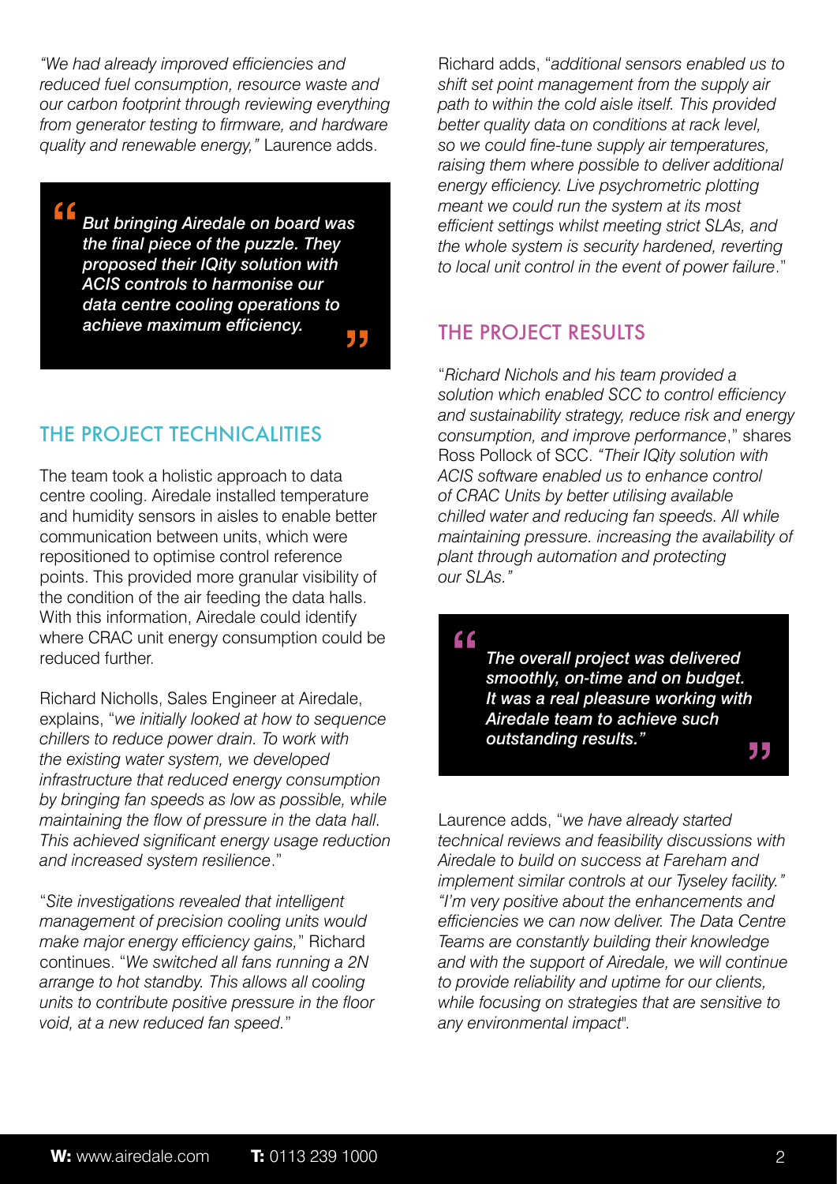*"We had already improved efficiencies and reduced fuel consumption, resource waste and our carbon footprint through reviewing everything from generator testing to firmware, and hardware quality and renewable energy,"* Laurence adds.

> ***But bringing Airedale on board was the final piece of the puzzle. They proposed their IQity solution with ACIS controls to harmonise our data centre cooling operations to achieve maximum efficiency.***

## THE PROJECT TECHNICALITIES

The team took a holistic approach to data centre cooling. Airedale installed temperature and humidity sensors in aisles to enable better communication between units, which were repositioned to optimise control reference points. This provided more granular visibility of the condition of the air feeding the data halls. With this information, Airedale could identify where CRAC unit energy consumption could be reduced further.

Richard Nicholls, Sales Engineer at Airedale, explains, "*we initially looked at how to sequence chillers to reduce power drain. To work with the existing water system, we developed infrastructure that reduced energy consumption by bringing fan speeds as low as possible, while maintaining the flow of pressure in the data hall. This achieved significant energy usage reduction and increased system resilience*."

"*Site investigations revealed that intelligent management of precision cooling units would make major energy efficiency gains,*" Richard continues. "*We switched all fans running a 2N arrange to hot standby. This allows all cooling units to contribute positive pressure in the floor void, at a new reduced fan speed*."

Richard adds, "*additional sensors enabled us to shift set point management from the supply air path to within the cold aisle itself. This provided better quality data on conditions at rack level, so we could fine-tune supply air temperatures, raising them where possible to deliver additional energy efficiency. Live psychrometric plotting meant we could run the system at its most efficient settings whilst meeting strict SLAs, and the whole system is security hardened, reverting to local unit control in the event of power failure*."

## THE PROJECT RESULTS

"*Richard Nichols and his team provided a solution which enabled SCC to control efficiency and sustainability strategy, reduce risk and energy consumption, and improve performance*," shares Ross Pollock of SCC. *"Their IQity solution with ACIS software enabled us to enhance control of CRAC Units by better utilising available chilled water and reducing fan speeds. All while maintaining pressure. increasing the availability of plant through automation and protecting our SLAs."*

> ***The overall project was delivered smoothly, on-time and on budget. It was a real pleasure working with Airedale team to achieve such outstanding results."***

Laurence adds, "*we have already started technical reviews and feasibility discussions with Airedale to build on success at Fareham and implement similar controls at our Tyseley facility." "I'm very positive about the enhancements and efficiencies we can now deliver. The Data Centre Teams are constantly building their knowledge and with the support of Airedale, we will continue to provide reliability and uptime for our clients, while focusing on strategies that are sensitive to any environmental impact*".

**W:** www.airedale.com **T:** 0113 239 1000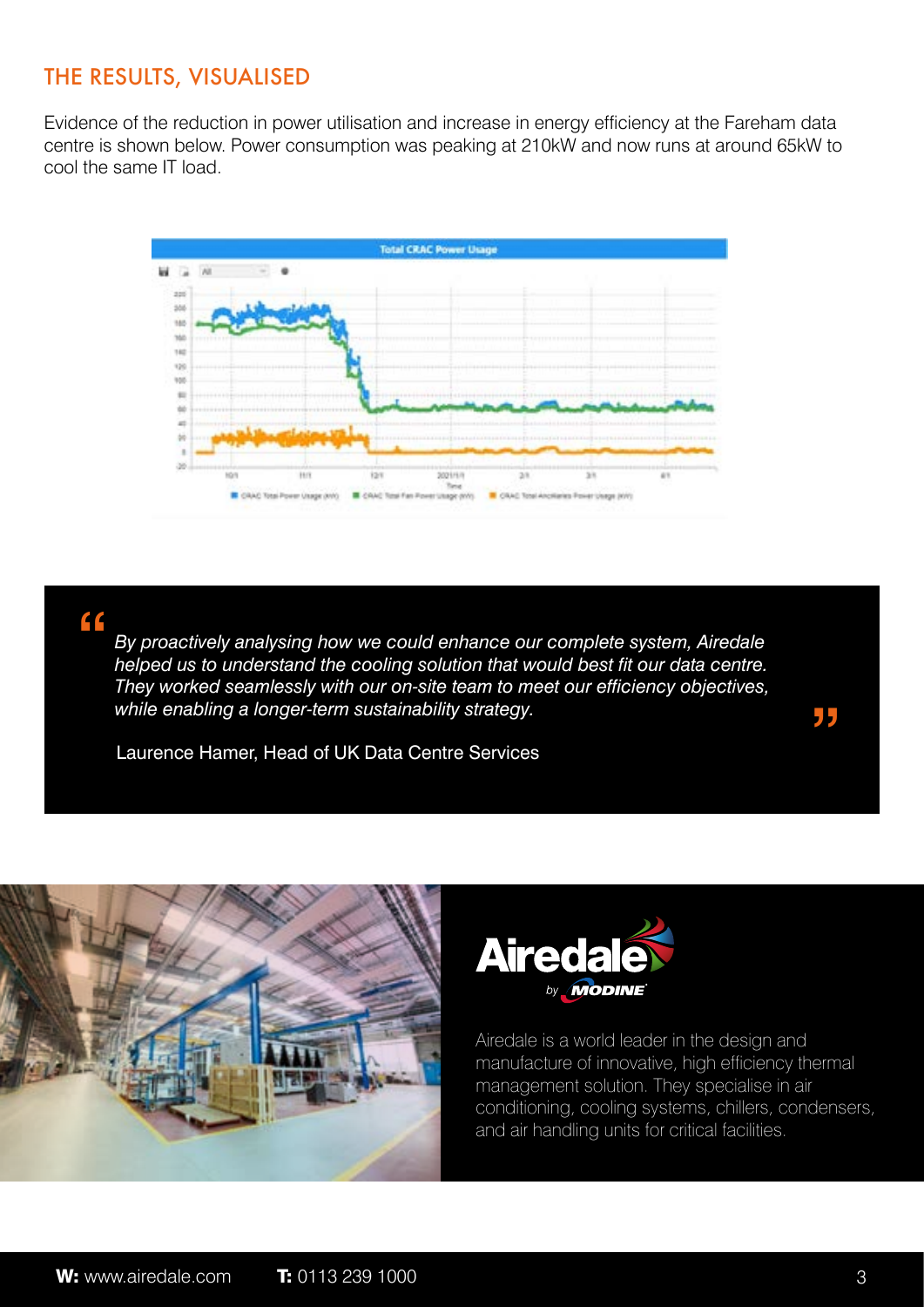## THE RESULTS, VISUALISED

Evidence of the reduction in power utilisation and increase in energy efficiency at the Fareham data centre is shown below. Power consumption was peaking at 210kW and now runs at around 65kW to cool the same IT load.

Total CRAC Power Usage

All

220
200
180
160
140
120
100
80
60
40
20
0
-20

10/1
11/1
12/1
2021/1/1
Time
2/1
3/1
4/1

CRAC Total Power Usage (kW)
CRAC Total Fan Power Usage (kW)
CRAC Total Ancillaries Power Usage (kW)

> *By proactively analysing how we could enhance our complete system, Airedale helped us to understand the cooling solution that would best fit our data centre. They worked seamlessly with our on-site team to meet our efficiency objectives, while enabling a longer-term sustainability strategy.*
>
> Laurence Hamer, Head of UK Data Centre Services

Airedale by MODINE

Airedale is a world leader in the design and manufacture of innovative, high efficiency thermal management solution. They specialise in air conditioning, cooling systems, chillers, condensers, and air handling units for critical facilities.

**W:** www.airedale.com **T:** 0113 239 1000